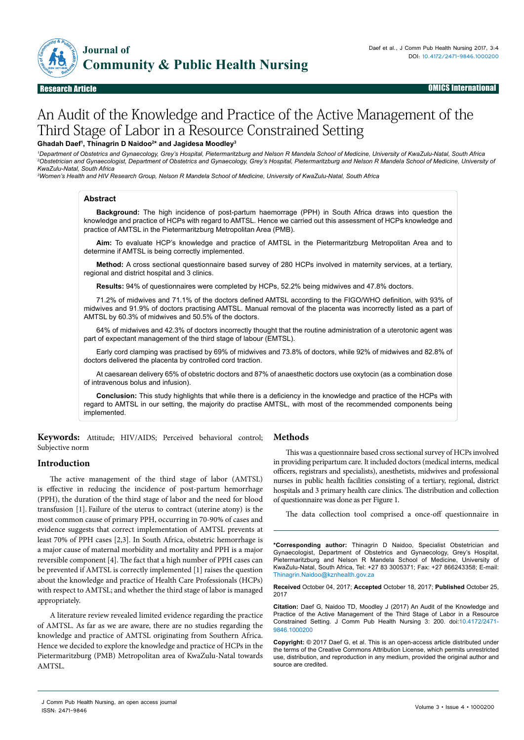# An Audit of the Knowledge and Practice of the Active Management of the Third Stage of Labor in a Resource Constrained Setting

**Ghadah Daef[1], Thinagrin D Naidoo[2*] and Jagidesa Moodley[3]**

*[1]Department of Obstetrics and Gynaecology, Grey's Hospital, Pietermaritzburg and Nelson R Mandela School of Medicine, University of KwaZulu-Natal, South Africa*
*[2]Obstetrician and Gynaecologist, Department of Obstetrics and Gynaecology, Grey's Hospital, Pietermaritzburg and Nelson R Mandela School of Medicine, University of KwaZulu-Natal, South Africa*
*[3]Women's Health and HIV Research Group, Nelson R Mandela School of Medicine, University of KwaZulu-Natal, South Africa*

## Abstract

**Background:** The high incidence of post-partum haemorrage (PPH) in South Africa draws into question the knowledge and practice of HCPs with regard to AMTSL. Hence we carried out this assessment of HCPs knowledge and practice of AMTSL in the Pietermaritzburg Metropolitan Area (PMB).

**Aim:** To evaluate HCP's knowledge and practice of AMTSL in the Pietermaritzburg Metropolitan Area and to determine if AMTSL is being correctly implemented.

**Method:** A cross sectional questionnaire based survey of 280 HCPs involved in maternity services, at a tertiary, regional and district hospital and 3 clinics.

**Results:** 94% of questionnaires were completed by HCPs, 52.2% being midwives and 47.8% doctors.

71.2% of midwives and 71.1% of the doctors defined AMTSL according to the FIGO/WHO definition, with 93% of midwives and 91.9% of doctors practising AMTSL. Manual removal of the placenta was incorrectly listed as a part of AMTSL by 60.3% of midwives and 50.5% of the doctors.

64% of midwives and 42.3% of doctors incorrectly thought that the routine administration of a uterotonic agent was part of expectant management of the third stage of labour (EMTSL).

Early cord clamping was practised by 69% of midwives and 73.8% of doctors, while 92% of midwives and 82.8% of doctors delivered the placenta by controlled cord traction.

At caesarean delivery 65% of obstetric doctors and 87% of anaesthetic doctors use oxytocin (as a combination dose of intravenous bolus and infusion).

**Conclusion:** This study highlights that while there is a deficiency in the knowledge and practice of the HCPs with regard to AMTSL in our setting, the majority do practise AMTSL, with most of the recommended components being implemented.

**Keywords:** Attitude; HIV/AIDS; Perceived behavioral control; Subjective norm

## Introduction

The active management of the third stage of labor (AMTSL) is effective in reducing the incidence of post-partum hemorrhage (PPH), the duration of the third stage of labor and the need for blood transfusion [1]. Failure of the uterus to contract (uterine atony) is the most common cause of primary PPH, occurring in 70-90% of cases and evidence suggests that correct implementation of AMTSL prevents at least 70% of PPH cases [2,3]. In South Africa, obstetric hemorrhage is a major cause of maternal morbidity and mortality and PPH is a major reversible component [4]. The fact that a high number of PPH cases can be prevented if AMTSL is correctly implemented [1] raises the question about the knowledge and practice of Health Care Professionals (HCPs) with respect to AMTSL; and whether the third stage of labor is managed appropriately.

A literature review revealed limited evidence regarding the practice of AMTSL. As far as we are aware, there are no studies regarding the knowledge and practice of AMTSL originating from Southern Africa. Hence we decided to explore the knowledge and practice of HCPs in the Pietermaritzburg (PMB) Metropolitan area of KwaZulu-Natal towards AMTSL.

## Methods

This was a questionnaire based cross sectional survey of HCPs involved in providing peripartum care. It included doctors (medical interns, medical officers, registrars and specialists), anesthetists, midwives and professional nurses in public health facilities consisting of a tertiary, regional, district hospitals and 3 primary health care clinics. The distribution and collection of questionnaire was done as per Figure 1.

The data collection tool comprised a once-off questionnaire in

---

**\*Corresponding author:** Thinagrin D Naidoo, Specialist Obstetrician and Gynaecologist, Department of Obstetrics and Gynaecology, Grey's Hospital, Pietermaritzburg and Nelson R Mandela School of Medicine, University of KwaZulu-Natal, South Africa, Tel: +27 83 3005371; Fax: +27 866243358; E-mail: Thinagrin.Naidoo@kznhealth.gov.za

**Received** October 04, 2017; **Accepted** October 18, 2017; **Published** October 25, 2017

**Citation:** Daef G, Naidoo TD, Moodley J (2017) An Audit of the Knowledge and Practice of the Active Management of the Third Stage of Labor in a Resource Constrained Setting. J Comm Pub Health Nursing 3: 200. doi:10.4172/2471-9846.1000200

**Copyright:** © 2017 Daef G, et al. This is an open-access article distributed under the terms of the Creative Commons Attribution License, which permits unrestricted use, distribution, and reproduction in any medium, provided the original author and source are credited.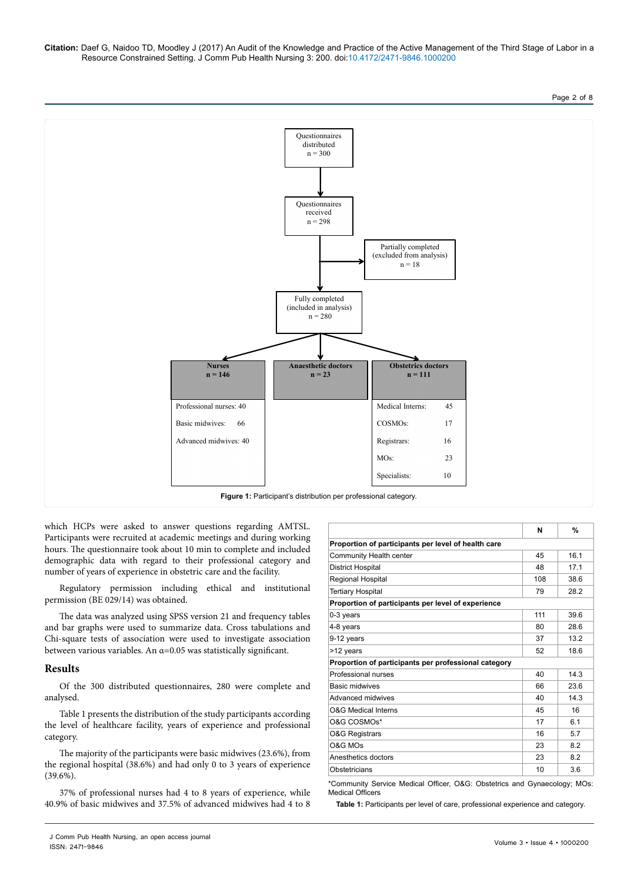Questionnaires distributed n = 300

Questionnaires received n = 298

Partially completed (excluded from analysis) n = 18

Fully completed (included in analysis) n = 280

| **Nurses n = 146** | **Anaesthetic doctors n = 23** | **Obstetrics doctors n = 111** |
|---|---|---|
| Professional nurses: 40 | | Medical Interns: 45 |
| Basic midwives: 66 | | COSMOs: 17 |
| Advanced midwives: 40 | | Registrars: 16 |
| | | MOs: 23 |
| | | Specialists: 10 |

**Figure 1:** Participant's distribution per professional category.

which HCPs were asked to answer questions regarding AMTSL. Participants were recruited at academic meetings and during working hours. The questionnaire took about 10 min to complete and included demographic data with regard to their professional category and number of years of experience in obstetric care and the facility.

Regulatory permission including ethical and institutional permission (BE 029/14) was obtained.

The data was analyzed using SPSS version 21 and frequency tables and bar graphs were used to summarize data. Cross tabulations and Chi-square tests of association were used to investigate association between various variables. An $\alpha$=0.05 was statistically significant.

## Results

Of the 300 distributed questionnaires, 280 were complete and analysed.

Table 1 presents the distribution of the study participants according the level of healthcare facility, years of experience and professional category.

The majority of the participants were basic midwives (23.6%), from the regional hospital (38.6%) and had only 0 to 3 years of experience (39.6%).

37% of professional nurses had 4 to 8 years of experience, while 40.9% of basic midwives and 37.5% of advanced midwives had 4 to 8

| | N | % |
|---|---|---|
| **Proportion of participants per level of health care** | | |
| Community Health center | 45 | 16.1 |
| District Hospital | 48 | 17.1 |
| Regional Hospital | 108 | 38.6 |
| Tertiary Hospital | 79 | 28.2 |
| **Proportion of participants per level of experience** | | |
| 0-3 years | 111 | 39.6 |
| 4-8 years | 80 | 28.6 |
| 9-12 years | 37 | 13.2 |
| >12 years | 52 | 18.6 |
| **Proportion of participants per professional category** | | |
| Professional nurses | 40 | 14.3 |
| Basic midwives | 66 | 23.6 |
| Advanced midwives | 40 | 14.3 |
| O&G Medical Interns | 45 | 16 |
| O&G COSMOs* | 17 | 6.1 |
| O&G Registrars | 16 | 5.7 |
| O&G MOs | 23 | 8.2 |
| Anesthetics doctors | 23 | 8.2 |
| Obstetricians | 10 | 3.6 |

*Community Service Medical Officer, O&G: Obstetrics and Gynaecology; MOs: Medical Officers

**Table 1:** Participants per level of care, professional experience and category.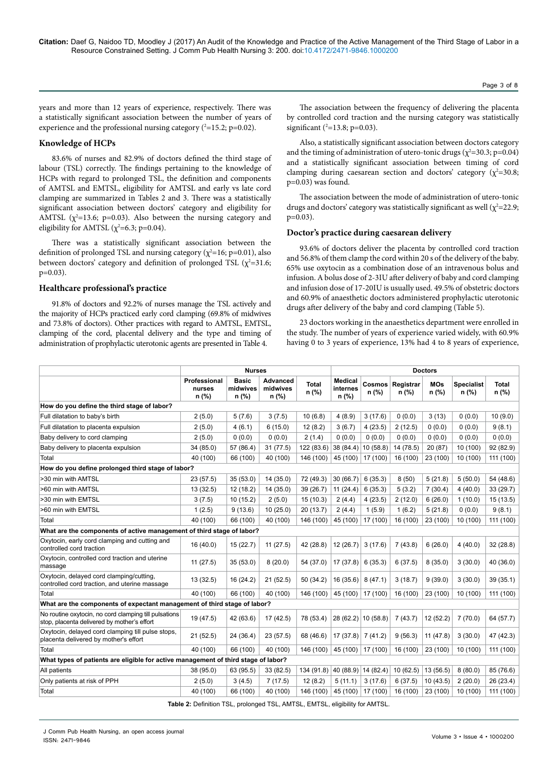years and more than 12 years of experience, respectively. There was a statistically significant association between the number of years of experience and the professional nursing category ($^2$=15.2; p=0.02).

### Knowledge of HCPs

83.6% of nurses and 82.9% of doctors defined the third stage of labour (TSL) correctly. The findings pertaining to the knowledge of HCPs with regard to prolonged TSL, the definition and components of AMTSL and EMTSL, eligibility for AMTSL and early vs late cord clamping are summarized in Tables 2 and 3. There was a statistically significant association between doctors' category and eligibility for AMTSL ($\chi^2$=13.6; p=0.03). Also between the nursing category and eligibility for AMTSL ($\chi^2$=6.3; p=0.04).

There was a statistically significant association between the definition of prolonged TSL and nursing category ($\chi^2$=16; p=0.01), also between doctors' category and definition of prolonged TSL ($\chi^2$=31.6; p=0.03).

### Healthcare professional's practice

91.8% of doctors and 92.2% of nurses manage the TSL actively and the majority of HCPs practiced early cord clamping (69.8% of midwives and 73.8% of doctors). Other practices with regard to AMTSL, EMTSL, clamping of the cord, placental delivery and the type and timing of administration of prophylactic uterotonic agents are presented in Table 4.

The association between the frequency of delivering the placenta by controlled cord traction and the nursing category was statistically significant ($^2$=13.8; p=0.03).

Also, a statistically significant association between doctors category and the timing of administration of utero-tonic drugs ($\chi^2$=30.3; p=0.04) and a statistically significant association between timing of cord clamping during caesarean section and doctors' category ($\chi^2$=30.8; p=0.03) was found.

The association between the mode of administration of utero-tonic drugs and doctors' category was statistically significant as well ($\chi^2$=22.9; p=0.03).

### Doctor's practice during caesarean delivery

93.6% of doctors deliver the placenta by controlled cord traction and 56.8% of them clamp the cord within 20 s of the delivery of the baby. 65% use oxytocin as a combination dose of an intravenous bolus and infusion. A bolus dose of 2-3IU after delivery of baby and cord clamping and infusion dose of 17-20IU is usually used. 49.5% of obstetric doctors and 60.9% of anaesthetic doctors administered prophylactic uterotonic drugs after delivery of the baby and cord clamping (Table 5).

23 doctors working in the anaesthetics department were enrolled in the study. The number of years of experience varied widely, with 60.9% having 0 to 3 years of experience, 13% had 4 to 8 years of experience,

| | Nurses | | | | Doctors | | | | | |
|---|---|---|---|---|---|---|---|---|---|---|
| | Professional nurses n (%) | Basic midwives n (%) | Advanced midwives n (%) | Total n (%) | Medical internes n (%) | Cosmos n (%) | Registrar n (%) | MOs n (%) | Specialist n (%) | Total n (%) |
| **How do you define the third stage of labor?** | | | | | | | | | | |
| Full dilatation to baby's birth | 2 (5.0) | 5 (7.6) | 3 (7.5) | 10 (6.8) | 4 (8.9) | 3 (17.6) | 0 (0.0) | 3 (13) | 0 (0.0) | 10 (9.0) |
| Full dilatation to placenta expulsion | 2 (5.0) | 4 (6.1) | 6 (15.0) | 12 (8.2) | 3 (6.7) | 4 (23.5) | 2 (12.5) | 0 (0.0) | 0 (0.0) | 9 (8.1) |
| Baby delivery to cord clamping | 2 (5.0) | 0 (0.0) | 0 (0.0) | 2 (1.4) | 0 (0.0) | 0 (0.0) | 0 (0.0) | 0 (0.0) | 0 (0.0) | 0 (0.0) |
| Baby delivery to placenta expulsion | 34 (85.0) | 57 (86.4) | 31 (77.5) | 122 (83.6) | 38 (84.4) | 10 (58.8) | 14 (78.5) | 20 (87) | 10 (100) | 92 (82.9) |
| Total | 40 (100) | 66 (100) | 40 (100) | 146 (100) | 45 (100) | 17 (100) | 16 (100) | 23 (100) | 10 (100) | 111 (100) |
| **How do you define prolonged third stage of labor?** | | | | | | | | | | |
| >30 min with AMTSL | 23 (57.5) | 35 (53.0) | 14 (35.0) | 72 (49.3) | 30 (66.7) | 6 (35.3) | 8 (50) | 5 (21.8) | 5 (50.0) | 54 (48.6) |
| >60 min with AMTSL | 13 (32.5) | 12 (18.2) | 14 (35.0) | 39 (26.7) | 11 (24.4) | 6 (35.3) | 5 (3.2) | 7 (30.4) | 4 (40.0) | 33 (29.7) |
| >30 min with EMTSL | 3 (7.5) | 10 (15.2) | 2 (5.0) | 15 (10.3) | 2 (4.4) | 4 (23.5) | 2 (12.0) | 6 (26.0) | 1 (10.0) | 15 (13.5) |
| >60 min with EMTSL | 1 (2.5) | 9 (13.6) | 10 (25.0) | 20 (13.7) | 2 (4.4) | 1 (5.9) | 1 (6.2) | 5 (21.8) | 0 (0.0) | 9 (8.1) |
| Total | 40 (100) | 66 (100) | 40 (100) | 146 (100) | 45 (100) | 17 (100) | 16 (100) | 23 (100) | 10 (100) | 111 (100) |
| **What are the components of active management of third stage of labor?** | | | | | | | | | | |
| Oxytocin, early cord clamping and cutting and controlled cord traction | 16 (40.0) | 15 (22.7) | 11 (27.5) | 42 (28.8) | 12 (26.7) | 3 (17.6) | 7 (43.8) | 6 (26.0) | 4 (40.0) | 32 (28.8) |
| Oxytocin, controlled cord traction and uterine massage | 11 (27.5) | 35 (53.0) | 8 (20.0) | 54 (37.0) | 17 (37.8) | 6 (35.3) | 6 (37.5) | 8 (35.0) | 3 (30.0) | 40 (36.0) |
| Oxytocin, delayed cord clamping/cutting, controlled cord traction, and uterine massage | 13 (32.5) | 16 (24.2) | 21 (52.5) | 50 (34.2) | 16 (35.6) | 8 (47.1) | 3 (18.7) | 9 (39.0) | 3 (30.0) | 39 (35.1) |
| Total | 40 (100) | 66 (100) | 40 (100) | 146 (100) | 45 (100) | 17 (100) | 16 (100) | 23 (100) | 10 (100) | 111 (100) |
| **What are the components of expectant management of third stage of labor?** | | | | | | | | | | |
| No routine oxytocin, no cord clamping till pulsations stop, placenta delivered by mother's effort | 19 (47.5) | 42 (63.6) | 17 (42.5) | 78 (53.4) | 28 (62.2) | 10 (58.8) | 7 (43.7) | 12 (52.2) | 7 (70.0) | 64 (57.7) |
| Oxytocin, delayed cord clamping till pulse stops, placenta delivered by mother's effort | 21 (52.5) | 24 (36.4) | 23 (57.5) | 68 (46.6) | 17 (37.8) | 7 (41.2) | 9 (56.3) | 11 (47.8) | 3 (30.0) | 47 (42.3) |
| Total | 40 (100) | 66 (100) | 40 (100) | 146 (100) | 45 (100) | 17 (100) | 16 (100) | 23 (100) | 10 (100) | 111 (100) |
| **What types of patients are eligible for active management of third stage of labor?** | | | | | | | | | | |
| All patients | 38 (95.0) | 63 (95.5) | 33 (82.5) | 134 (91.8) | 40 (88.9) | 14 (82.4) | 10 (62.5) | 13 (56.5) | 8 (80.0) | 85 (76.6) |
| Only patients at risk of PPH | 2 (5.0) | 3 (4.5) | 7 (17.5) | 12 (8.2) | 5 (11.1) | 3 (17.6) | 6 (37.5) | 10 (43.5) | 2 (20.0) | 26 (23.4) |
| Total | 40 (100) | 66 (100) | 40 (100) | 146 (100) | 45 (100) | 17 (100) | 16 (100) | 23 (100) | 10 (100) | 111 (100) |

**Table 2:** Definition TSL, prolonged TSL, AMTSL, EMTSL, eligibility for AMTSL.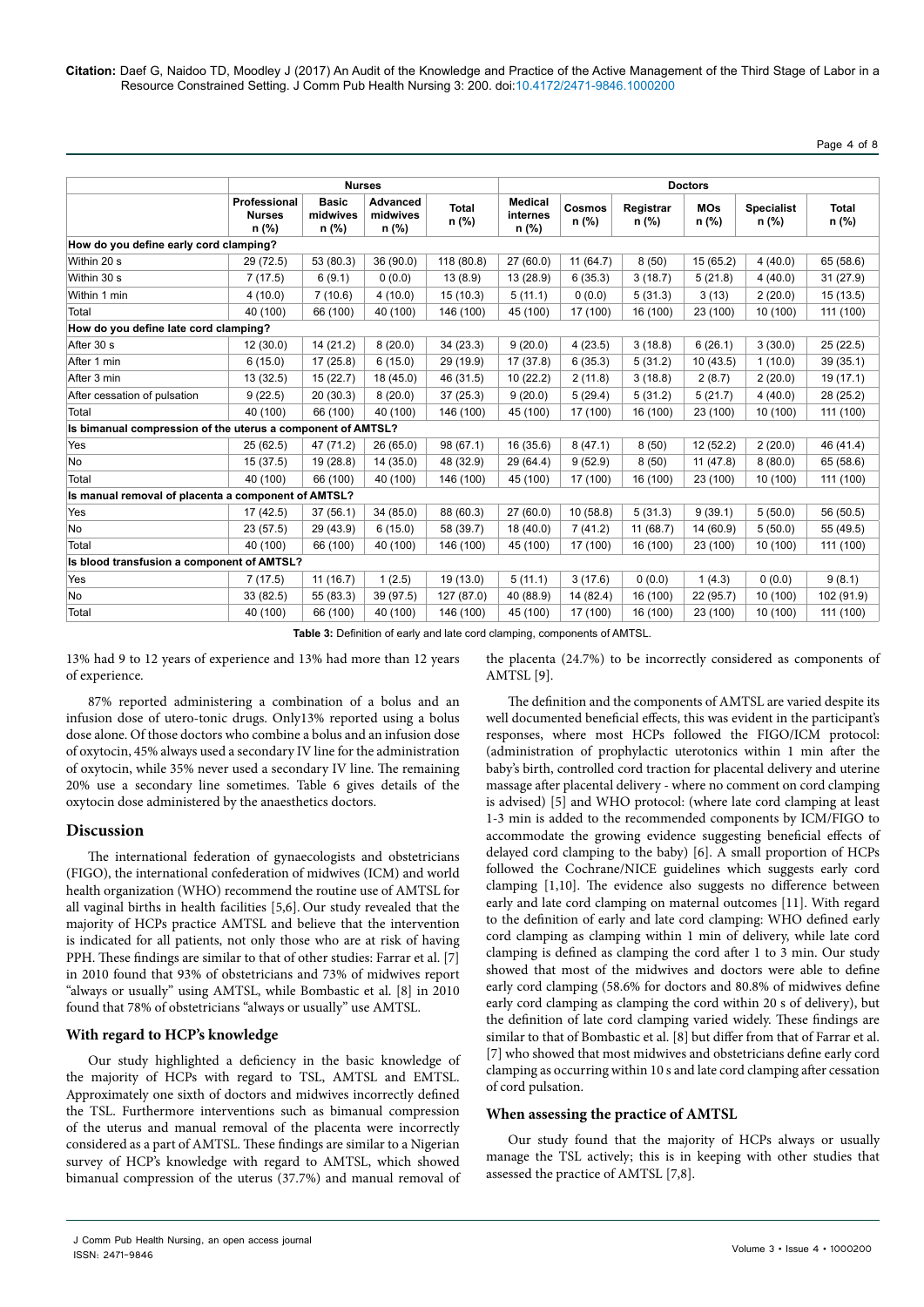| | Nurses | | | | Doctors | | | | | |
|---|---|---|---|---|---|---|---|---|---|---|
| | Professional Nurses n (%) | Basic midwives n (%) | Advanced midwives n (%) | Total n (%) | Medical internes n (%) | Cosmos n (%) | Registrar n (%) | MOs n (%) | Specialist n (%) | Total n (%) |
| **How do you define early cord clamping?** | | | | | | | | | | |
| Within 20 s | 29 (72.5) | 53 (80.3) | 36 (90.0) | 118 (80.8) | 27 (60.0) | 11 (64.7) | 8 (50) | 15 (65.2) | 4 (40.0) | 65 (58.6) |
| Within 30 s | 7 (17.5) | 6 (9.1) | 0 (0.0) | 13 (8.9) | 13 (28.9) | 6 (35.3) | 3 (18.7) | 5 (21.8) | 4 (40.0) | 31 (27.9) |
| Within 1 min | 4 (10.0) | 7 (10.6) | 4 (10.0) | 15 (10.3) | 5 (11.1) | 0 (0.0) | 5 (31.3) | 3 (13) | 2 (20.0) | 15 (13.5) |
| Total | 40 (100) | 66 (100) | 40 (100) | 146 (100) | 45 (100) | 17 (100) | 16 (100) | 23 (100) | 10 (100) | 111 (100) |
| **How do you define late cord clamping?** | | | | | | | | | | |
| After 30 s | 12 (30.0) | 14 (21.2) | 8 (20.0) | 34 (23.3) | 9 (20.0) | 4 (23.5) | 3 (18.8) | 6 (26.1) | 3 (30.0) | 25 (22.5) |
| After 1 min | 6 (15.0) | 17 (25.8) | 6 (15.0) | 29 (19.9) | 17 (37.8) | 6 (35.3) | 5 (31.2) | 10 (43.5) | 1 (10.0) | 39 (35.1) |
| After 3 min | 13 (32.5) | 15 (22.7) | 18 (45.0) | 46 (31.5) | 10 (22.2) | 2 (11.8) | 3 (18.8) | 2 (8.7) | 2 (20.0) | 19 (17.1) |
| After cessation of pulsation | 9 (22.5) | 20 (30.3) | 8 (20.0) | 37 (25.3) | 9 (20.0) | 5 (29.4) | 5 (31.2) | 5 (21.7) | 4 (40.0) | 28 (25.2) |
| Total | 40 (100) | 66 (100) | 40 (100) | 146 (100) | 45 (100) | 17 (100) | 16 (100) | 23 (100) | 10 (100) | 111 (100) |
| **Is bimanual compression of the uterus a component of AMTSL?** | | | | | | | | | | |
| Yes | 25 (62.5) | 47 (71.2) | 26 (65.0) | 98 (67.1) | 16 (35.6) | 8 (47.1) | 8 (50) | 12 (52.2) | 2 (20.0) | 46 (41.4) |
| No | 15 (37.5) | 19 (28.8) | 14 (35.0) | 48 (32.9) | 29 (64.4) | 9 (52.9) | 8 (50) | 11 (47.8) | 8 (80.0) | 65 (58.6) |
| Total | 40 (100) | 66 (100) | 40 (100) | 146 (100) | 45 (100) | 17 (100) | 16 (100) | 23 (100) | 10 (100) | 111 (100) |
| **Is manual removal of placenta a component of AMTSL?** | | | | | | | | | | |
| Yes | 17 (42.5) | 37 (56.1) | 34 (85.0) | 88 (60.3) | 27 (60.0) | 10 (58.8) | 5 (31.3) | 9 (39.1) | 5 (50.0) | 56 (50.5) |
| No | 23 (57.5) | 29 (43.9) | 6 (15.0) | 58 (39.7) | 18 (40.0) | 7 (41.2) | 11 (68.7) | 14 (60.9) | 5 (50.0) | 55 (49.5) |
| Total | 40 (100) | 66 (100) | 40 (100) | 146 (100) | 45 (100) | 17 (100) | 16 (100) | 23 (100) | 10 (100) | 111 (100) |
| **Is blood transfusion a component of AMTSL?** | | | | | | | | | | |
| Yes | 7 (17.5) | 11 (16.7) | 1 (2.5) | 19 (13.0) | 5 (11.1) | 3 (17.6) | 0 (0.0) | 1 (4.3) | 0 (0.0) | 9 (8.1) |
| No | 33 (82.5) | 55 (83.3) | 39 (97.5) | 127 (87.0) | 40 (88.9) | 14 (82.4) | 16 (100) | 22 (95.7) | 10 (100) | 102 (91.9) |
| Total | 40 (100) | 66 (100) | 40 (100) | 146 (100) | 45 (100) | 17 (100) | 16 (100) | 23 (100) | 10 (100) | 111 (100) |

**Table 3:** Definition of early and late cord clamping, components of AMTSL.

13% had 9 to 12 years of experience and 13% had more than 12 years of experience.

87% reported administering a combination of a bolus and an infusion dose of utero-tonic drugs. Only13% reported using a bolus dose alone. Of those doctors who combine a bolus and an infusion dose of oxytocin, 45% always used a secondary IV line for the administration of oxytocin, while 35% never used a secondary IV line. The remaining 20% use a secondary line sometimes. Table 6 gives details of the oxytocin dose administered by the anaesthetics doctors.

## Discussion

The international federation of gynaecologists and obstetricians (FIGO), the international confederation of midwives (ICM) and world health organization (WHO) recommend the routine use of AMTSL for all vaginal births in health facilities [5,6]. Our study revealed that the majority of HCPs practice AMTSL and believe that the intervention is indicated for all patients, not only those who are at risk of having PPH. These findings are similar to that of other studies: Farrar et al. [7] in 2010 found that 93% of obstetricians and 73% of midwives report "always or usually" using AMTSL, while Bombastic et al. [8] in 2010 found that 78% of obstetricians "always or usually" use AMTSL.

### With regard to HCP's knowledge

Our study highlighted a deficiency in the basic knowledge of the majority of HCPs with regard to TSL, AMTSL and EMTSL. Approximately one sixth of doctors and midwives incorrectly defined the TSL. Furthermore interventions such as bimanual compression of the uterus and manual removal of the placenta were incorrectly considered as a part of AMTSL. These findings are similar to a Nigerian survey of HCP's knowledge with regard to AMTSL, which showed bimanual compression of the uterus (37.7%) and manual removal of the placenta (24.7%) to be incorrectly considered as components of AMTSL [9].

The definition and the components of AMTSL are varied despite its well documented beneficial effects, this was evident in the participant's responses, where most HCPs followed the FIGO/ICM protocol: (administration of prophylactic uterotonics within 1 min after the baby's birth, controlled cord traction for placental delivery and uterine massage after placental delivery - where no comment on cord clamping is advised) [5] and WHO protocol: (where late cord clamping at least 1-3 min is added to the recommended components by ICM/FIGO to accommodate the growing evidence suggesting beneficial effects of delayed cord clamping to the baby) [6]. A small proportion of HCPs followed the Cochrane/NICE guidelines which suggests early cord clamping [1,10]. The evidence also suggests no difference between early and late cord clamping on maternal outcomes [11]. With regard to the definition of early and late cord clamping: WHO defined early cord clamping as clamping within 1 min of delivery, while late cord clamping is defined as clamping the cord after 1 to 3 min. Our study showed that most of the midwives and doctors were able to define early cord clamping (58.6% for doctors and 80.8% of midwives define early cord clamping as clamping the cord within 20 s of delivery), but the definition of late cord clamping varied widely. These findings are similar to that of Bombastic et al. [8] but differ from that of Farrar et al. [7] who showed that most midwives and obstetricians define early cord clamping as occurring within 10 s and late cord clamping after cessation of cord pulsation.

### When assessing the practice of AMTSL

Our study found that the majority of HCPs always or usually manage the TSL actively; this is in keeping with other studies that assessed the practice of AMTSL [7,8].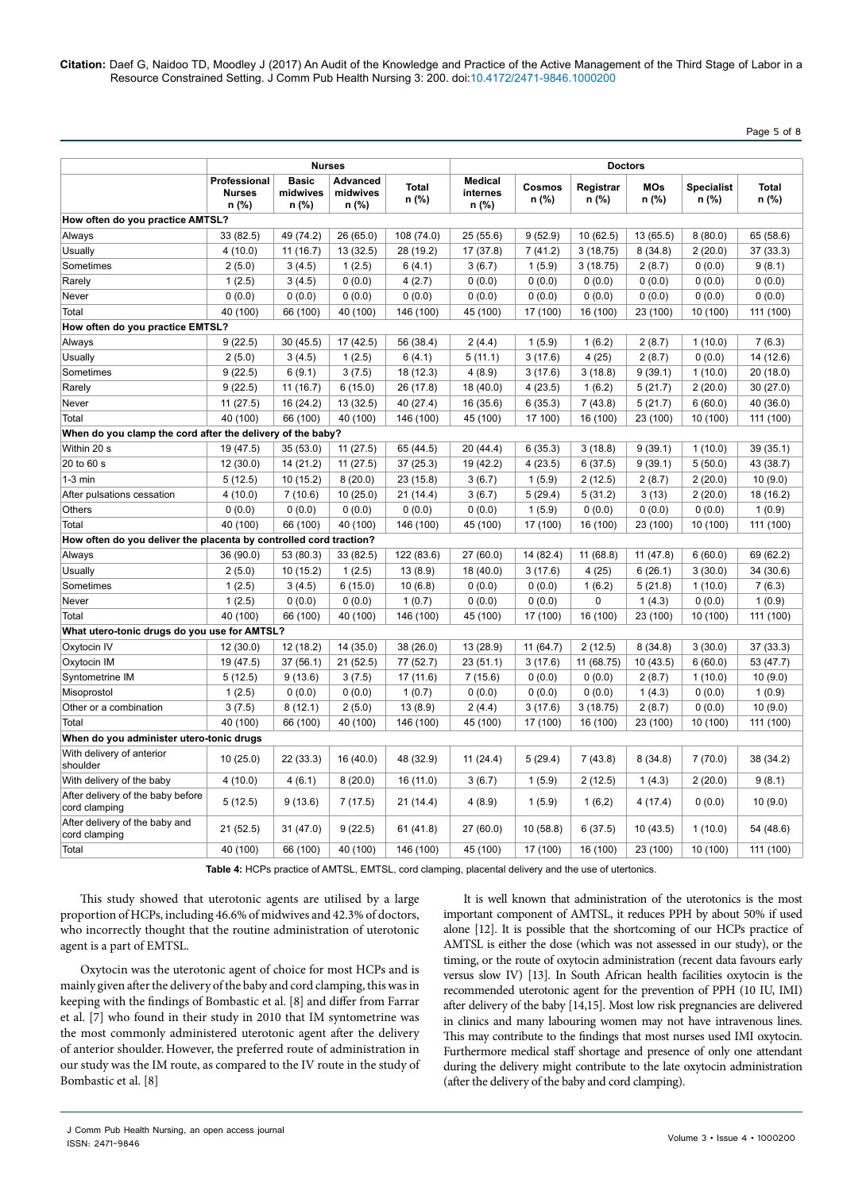| | Nurses | | | | Doctors | | | | | |
|---|---|---|---|---|---|---|---|---|---|---|
| | Professional Nurses n (%) | Basic midwives n (%) | Advanced midwives n (%) | Total n (%) | Medical internes n (%) | Cosmos n (%) | Registrar n (%) | MOs n (%) | Specialist n (%) | Total n (%) |
| **How often do you practice AMTSL?** | | | | | | | | | | |
| Always | 33 (82.5) | 49 (74.2) | 26 (65.0) | 108 (74.0) | 25 (55.6) | 9 (52.9) | 10 (62.5) | 13 (65.5) | 8 (80.0) | 65 (58.6) |
| Usually | 4 (10.0) | 11 (16.7) | 13 (32.5) | 28 (19.2) | 17 (37.8) | 7 (41.2) | 3 (18,75) | 8 (34.8) | 2 (20.0) | 37 (33.3) |
| Sometimes | 2 (5.0) | 3 (4.5) | 1 (2.5) | 6 (4.1) | 3 (6.7) | 1 (5.9) | 3 (18.75) | 2 (8.7) | 0 (0.0) | 9 (8.1) |
| Rarely | 1 (2.5) | 3 (4.5) | 0 (0.0) | 4 (2.7) | 0 (0.0) | 0 (0.0) | 0 (0.0) | 0 (0.0) | 0 (0.0) | 0 (0.0) |
| Never | 0 (0.0) | 0 (0.0) | 0 (0.0) | 0 (0.0) | 0 (0.0) | 0 (0.0) | 0 (0.0) | 0 (0.0) | 0 (0.0) | 0 (0.0) |
| Total | 40 (100) | 66 (100) | 40 (100) | 146 (100) | 45 (100) | 17 (100) | 16 (100) | 23 (100) | 10 (100) | 111 (100) |
| **How often do you practice EMTSL?** | | | | | | | | | | |
| Always | 9 (22.5) | 30 (45.5) | 17 (42.5) | 56 (38.4) | 2 (4.4) | 1 (5.9) | 1 (6.2) | 2 (8.7) | 1 (10.0) | 7 (6.3) |
| Usually | 2 (5.0) | 3 (4.5) | 1 (2.5) | 6 (4.1) | 5 (11.1) | 3 (17.6) | 4 (25) | 2 (8.7) | 0 (0.0) | 14 (12.6) |
| Sometimes | 9 (22.5) | 6 (9.1) | 3 (7.5) | 18 (12.3) | 4 (8.9) | 3 (17.6) | 3 (18.8) | 9 (39.1) | 1 (10.0) | 20 (18.0) |
| Rarely | 9 (22.5) | 11 (16.7) | 6 (15.0) | 26 (17.8) | 18 (40.0) | 4 (23.5) | 1 (6.2) | 5 (21.7) | 2 (20.0) | 30 (27.0) |
| Never | 11 (27.5) | 16 (24.2) | 13 (32.5) | 40 (27.4) | 16 (35.6) | 6 (35.3) | 7 (43.8) | 5 (21.7) | 6 (60.0) | 40 (36.0) |
| Total | 40 (100) | 66 (100) | 40 (100) | 146 (100) | 45 (100) | 17 100) | 16 (100) | 23 (100) | 10 (100) | 111 (100) |
| **When do you clamp the cord after the delivery of the baby?** | | | | | | | | | | |
| Within 20 s | 19 (47.5) | 35 (53.0) | 11 (27.5) | 65 (44.5) | 20 (44.4) | 6 (35.3) | 3 (18.8) | 9 (39.1) | 1 (10.0) | 39 (35.1) |
| 20 to 60 s | 12 (30.0) | 14 (21.2) | 11 (27.5) | 37 (25.3) | 19 (42.2) | 4 (23.5) | 6 (37.5) | 9 (39.1) | 5 (50.0) | 43 (38.7) |
| 1-3 min | 5 (12.5) | 10 (15.2) | 8 (20.0) | 23 (15.8) | 3 (6.7) | 1 (5.9) | 2 (12.5) | 2 (8.7) | 2 (20.0) | 10 (9.0) |
| After pulsations cessation | 4 (10.0) | 7 (10.6) | 10 (25.0) | 21 (14.4) | 3 (6.7) | 5 (29.4) | 5 (31.2) | 3 (13) | 2 (20.0) | 18 (16.2) |
| Others | 0 (0.0) | 0 (0.0) | 0 (0.0) | 0 (0.0) | 0 (0.0) | 1 (5.9) | 0 (0.0) | 0 (0.0) | 0 (0.0) | 1 (0.9) |
| Total | 40 (100) | 66 (100) | 40 (100) | 146 (100) | 45 (100) | 17 (100) | 16 (100) | 23 (100) | 10 (100) | 111 (100) |
| **How often do you deliver the placenta by controlled cord traction?** | | | | | | | | | | |
| Always | 36 (90.0) | 53 (80.3) | 33 (82.5) | 122 (83.6) | 27 (60.0) | 14 (82.4) | 11 (68.8) | 11 (47.8) | 6 (60.0) | 69 (62.2) |
| Usually | 2 (5.0) | 10 (15.2) | 1 (2.5) | 13 (8.9) | 18 (40.0) | 3 (17.6) | 4 (25) | 6 (26.1) | 3 (30.0) | 34 (30.6) |
| Sometimes | 1 (2.5) | 3 (4.5) | 6 (15.0) | 10 (6.8) | 0 (0.0) | 0 (0.0) | 1 (6.2) | 5 (21.8) | 1 (10.0) | 7 (6.3) |
| Never | 1 (2.5) | 0 (0.0) | 0 (0.0) | 1 (0.7) | 0 (0.0) | 0 (0.0) | 0 | 1 (4.3) | 0 (0.0) | 1 (0.9) |
| Total | 40 (100) | 66 (100) | 40 (100) | 146 (100) | 45 (100) | 17 (100) | 16 (100) | 23 (100) | 10 (100) | 111 (100) |
| **What utero-tonic drugs do you use for AMTSL?** | | | | | | | | | | |
| Oxytocin IV | 12 (30.0) | 12 (18.2) | 14 (35.0) | 38 (26.0) | 13 (28.9) | 11 (64.7) | 2 (12.5) | 8 (34.8) | 3 (30.0) | 37 (33.3) |
| Oxytocin IM | 19 (47.5) | 37 (56.1) | 21 (52.5) | 77 (52.7) | 23 (51.1) | 3 (17.6) | 11 (68.75) | 10 (43.5) | 6 (60.0) | 53 (47.7) |
| Syntometrine IM | 5 (12.5) | 9 (13.6) | 3 (7.5) | 17 (11.6) | 7 (15.6) | 0 (0.0) | 0 (0.0) | 2 (8.7) | 1 (10.0) | 10 (9.0) |
| Misoprostol | 1 (2.5) | 0 (0.0) | 0 (0.0) | 1 (0.7) | 0 (0.0) | 0 (0.0) | 0 (0.0) | 1 (4.3) | 0 (0.0) | 1 (0.9) |
| Other or a combination | 3 (7.5) | 8 (12.1) | 2 (5.0) | 13 (8.9) | 2 (4.4) | 3 (17.6) | 3 (18.75) | 2 (8.7) | 0 (0.0) | 10 (9.0) |
| Total | 40 (100) | 66 (100) | 40 (100) | 146 (100) | 45 (100) | 17 (100) | 16 (100) | 23 (100) | 10 (100) | 111 (100) |
| **When do you administer utero-tonic drugs** | | | | | | | | | | |
| With delivery of anterior shoulder | 10 (25.0) | 22 (33.3) | 16 (40.0) | 48 (32.9) | 11 (24.4) | 5 (29.4) | 7 (43.8) | 8 (34.8) | 7 (70.0) | 38 (34.2) |
| With delivery of the baby | 4 (10.0) | 4 (6.1) | 8 (20.0) | 16 (11.0) | 3 (6.7) | 1 (5.9) | 2 (12.5) | 1 (4.3) | 2 (20.0) | 9 (8.1) |
| After delivery of the baby before cord clamping | 5 (12.5) | 9 (13.6) | 7 (17.5) | 21 (14.4) | 4 (8.9) | 1 (5.9) | 1 (6,2) | 4 (17.4) | 0 (0.0) | 10 (9.0) |
| After delivery of the baby and cord clamping | 21 (52.5) | 31 (47.0) | 9 (22.5) | 61 (41.8) | 27 (60.0) | 10 (58.8) | 6 (37.5) | 10 (43.5) | 1 (10.0) | 54 (48.6) |
| Total | 40 (100) | 66 (100) | 40 (100) | 146 (100) | 45 (100) | 17 (100) | 16 (100) | 23 (100) | 10 (100) | 111 (100) |

**Table 4:** HCPs practice of AMTSL, EMTSL, cord clamping, placental delivery and the use of utertonics.

This study showed that uterotonic agents are utilised by a large proportion of HCPs, including 46.6% of midwives and 42.3% of doctors, who incorrectly thought that the routine administration of uterotonic agent is a part of EMTSL.

Oxytocin was the uterotonic agent of choice for most HCPs and is mainly given after the delivery of the baby and cord clamping, this was in keeping with the findings of Bombastic et al. [8] and differ from Farrar et al. [7] who found in their study in 2010 that IM syntometrine was the most commonly administered uterotonic agent after the delivery of anterior shoulder. However, the preferred route of administration in our study was the IM route, as compared to the IV route in the study of Bombastic et al. [8]

It is well known that administration of the uterotonics is the most important component of AMTSL, it reduces PPH by about 50% if used alone [12]. It is possible that the shortcoming of our HCPs practice of AMTSL is either the dose (which was not assessed in our study), or the timing, or the route of oxytocin administration (recent data favours early versus slow IV) [13]. In South African health facilities oxytocin is the recommended uterotonic agent for the prevention of PPH (10 IU, IMI) after delivery of the baby [14,15]. Most low risk pregnancies are delivered in clinics and many labouring women may not have intravenous lines. This may contribute to the findings that most nurses used IMI oxytocin. Furthermore medical staff shortage and presence of only one attendant during the delivery might contribute to the late oxytocin administration (after the delivery of the baby and cord clamping).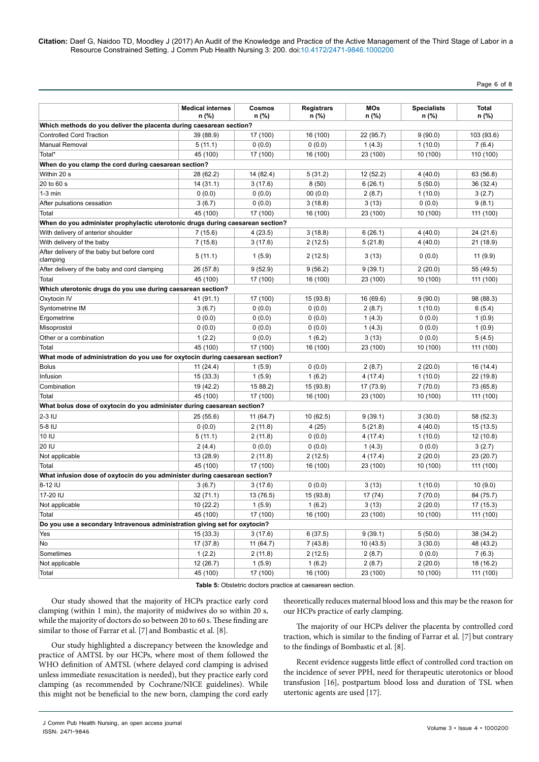| | Medical internes n (%) | Cosmos n (%) | Registrars n (%) | MOs n (%) | Specialists n (%) | Total n (%) |
|---|---|---|---|---|---|---|
| **Which methods do you deliver the placenta during caesarean section?** | | | | | | |
| Controlled Cord Traction | 39 (88.9) | 17 (100) | 16 (100) | 22 (95.7) | 9 (90.0) | 103 (93.6) |
| Manual Removal | 5 (11.1) | 0 (0.0) | 0 (0.0) | 1 (4.3) | 1 (10.0) | 7 (6.4) |
| Total* | 45 (100) | 17 (100) | 16 (100) | 23 (100) | 10 (100) | 110 (100) |
| **When do you clamp the cord during caesarean section?** | | | | | | |
| Within 20 s | 28 (62.2) | 14 (82.4) | 5 (31.2) | 12 (52.2) | 4 (40.0) | 63 (56.8) |
| 20 to 60 s | 14 (31.1) | 3 (17.6) | 8 (50) | 6 (26.1) | 5 (50.0) | 36 (32.4) |
| 1-3 min | 0 (0.0) | 0 (0.0) | 00 (0.0) | 2 (8.7) | 1 (10.0) | 3 (2.7) |
| After pulsations cessation | 3 (6.7) | 0 (0.0) | 3 (18.8) | 3 (13) | 0 (0.0) | 9 (8.1) |
| Total | 45 (100) | 17 (100) | 16 (100) | 23 (100) | 10 (100) | 111 (100) |
| **When do you administer prophylactic uterotonic drugs during caesarean section?** | | | | | | |
| With delivery of anterior shoulder | 7 (15.6) | 4 (23.5) | 3 (18.8) | 6 (26.1) | 4 (40.0) | 24 (21.6) |
| With delivery of the baby | 7 (15.6) | 3 (17.6) | 2 (12.5) | 5 (21.8) | 4 (40.0) | 21 (18.9) |
| After delivery of the baby but before cord clamping | 5 (11.1) | 1 (5.9) | 2 (12.5) | 3 (13) | 0 (0.0) | 11 (9.9) |
| After delivery of the baby and cord clamping | 26 (57.8) | 9 (52.9) | 9 (56.2) | 9 (39.1) | 2 (20.0) | 55 (49.5) |
| Total | 45 (100) | 17 (100) | 16 (100) | 23 (100) | 10 (100) | 111 (100) |
| **Which uterotonic drugs do you use during caesarean section?** | | | | | | |
| Oxytocin IV | 41 (91.1) | 17 (100) | 15 (93.8) | 16 (69.6) | 9 (90.0) | 98 (88.3) |
| Syntometrine IM | 3 (6.7) | 0 (0.0) | 0 (0.0) | 2 (8.7) | 1 (10.0) | 6 (5.4) |
| Ergometrine | 0 (0.0) | 0 (0.0) | 0 (0.0) | 1 (4.3) | 0 (0.0) | 1 (0.9) |
| Misoprostol | 0 (0.0) | 0 (0.0) | 0 (0.0) | 1 (4.3) | 0 (0.0) | 1 (0.9) |
| Other or a combination | 1 (2.2) | 0 (0.0) | 1 (6.2) | 3 (13) | 0 (0.0) | 5 (4.5) |
| Total | 45 (100) | 17 (100) | 16 (100) | 23 (100) | 10 (100) | 111 (100) |
| **What mode of administration do you use for oxytocin during caesarean section?** | | | | | | |
| Bolus | 11 (24.4) | 1 (5.9) | 0 (0.0) | 2 (8.7) | 2 (20.0) | 16 (14.4) |
| Infusion | 15 (33.3) | 1 (5.9) | 1 (6.2) | 4 (17.4) | 1 (10.0) | 22 (19.8) |
| Combination | 19 (42.2) | 15 88.2) | 15 (93.8) | 17 (73.9) | 7 (70.0) | 73 (65.8) |
| Total | 45 (100) | 17 (100) | 16 (100) | 23 (100) | 10 (100) | 111 (100) |
| **What bolus dose of oxytocin do you administer during caesarean section?** | | | | | | |
| 2-3 IU | 25 (55.6) | 11 (64.7) | 10 (62.5) | 9 (39.1) | 3 (30.0) | 58 (52.3) |
| 5-8 IU | 0 (0.0) | 2 (11.8) | 4 (25) | 5 (21.8) | 4 (40.0) | 15 (13.5) |
| 10 IU | 5 (11.1) | 2 (11.8) | 0 (0.0) | 4 (17.4) | 1 (10.0) | 12 (10.8) |
| 20 IU | 2 (4.4) | 0 (0.0) | 0 (0.0) | 1 (4.3) | 0 (0.0) | 3 (2.7) |
| Not applicable | 13 (28.9) | 2 (11.8) | 2 (12.5) | 4 (17.4) | 2 (20.0) | 23 (20.7) |
| Total | 45 (100) | 17 (100) | 16 (100) | 23 (100) | 10 (100) | 111 (100) |
| **What infusion dose of oxytocin do you administer during caesarean section?** | | | | | | |
| 8-12 IU | 3 (6.7) | 3 (17.6) | 0 (0.0) | 3 (13) | 1 (10.0) | 10 (9.0) |
| 17-20 IU | 32 (71.1) | 13 (76.5) | 15 (93.8) | 17 (74) | 7 (70.0) | 84 (75.7) |
| Not applicable | 10 (22.2) | 1 (5.9) | 1 (6.2) | 3 (13) | 2 (20.0) | 17 (15.3) |
| Total | 45 (100) | 17 (100) | 16 (100) | 23 (100) | 10 (100) | 111 (100) |
| **Do you use a secondary Intravenous administration giving set for oxytocin?** | | | | | | |
| Yes | 15 (33.3) | 3 (17.6) | 6 (37.5) | 9 (39.1) | 5 (50.0) | 38 (34.2) |
| No | 17 (37.8) | 11 (64.7) | 7 (43.8) | 10 (43.5) | 3 (30.0) | 48 (43.2) |
| Sometimes | 1 (2.2) | 2 (11.8) | 2 (12.5) | 2 (8.7) | 0 (0.0) | 7 (6.3) |
| Not applicable | 12 (26.7) | 1 (5.9) | 1 (6.2) | 2 (8.7) | 2 (20.0) | 18 (16.2) |
| Total | 45 (100) | 17 (100) | 16 (100) | 23 (100) | 10 (100) | 111 (100) |

**Table 5:** Obstetric doctors practice at caesarean section.

Our study showed that the majority of HCPs practice early cord clamping (within 1 min), the majority of midwives do so within 20 s, while the majority of doctors do so between 20 to 60 s. These finding are similar to those of Farrar et al. [7] and Bombastic et al. [8].

Our study highlighted a discrepancy between the knowledge and practice of AMTSL by our HCPs, where most of them followed the WHO definition of AMTSL (where delayed cord clamping is advised unless immediate resuscitation is needed), but they practice early cord clamping (as recommended by Cochrane/NICE guidelines). While this might not be beneficial to the new born, clamping the cord early theoretically reduces maternal blood loss and this may be the reason for our HCPs practice of early clamping.

The majority of our HCPs deliver the placenta by controlled cord traction, which is similar to the finding of Farrar et al. [7] but contrary to the findings of Bombastic et al. [8].

Recent evidence suggests little effect of controlled cord traction on the incidence of sever PPH, need for therapeutic uterotonics or blood transfusion [16], postpartum blood loss and duration of TSL when utertonic agents are used [17].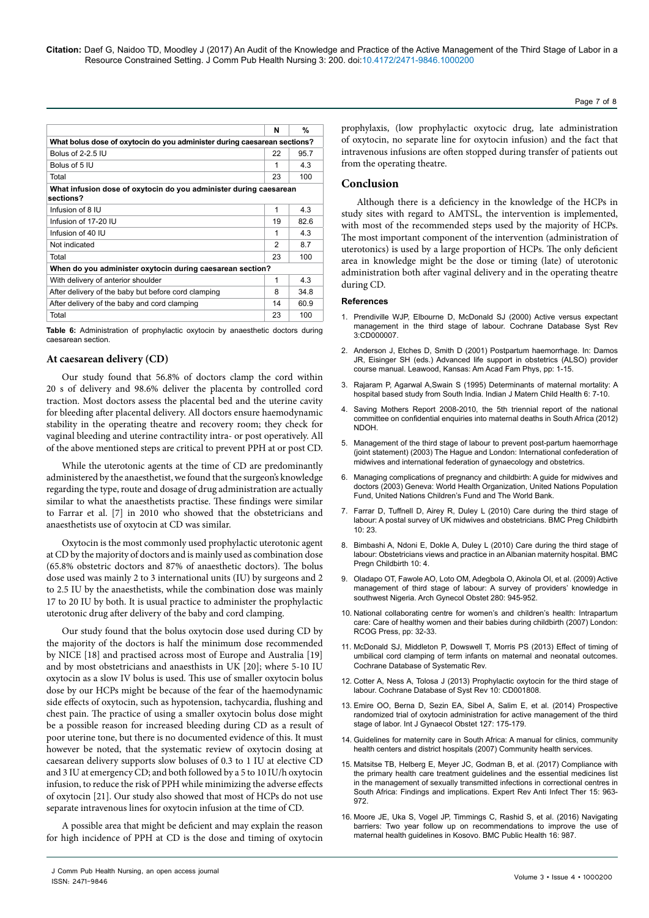| | N | % |
|---|---|---|
| **What bolus dose of oxytocin do you administer during caesarean sections?** | | |
| Bolus of 2-2.5 IU | 22 | 95.7 |
| Bolus of 5 IU | 1 | 4.3 |
| Total | 23 | 100 |
| **What infusion dose of oxytocin do you administer during caesarean sections?** | | |
| Infusion of 8 IU | 1 | 4.3 |
| Infusion of 17-20 IU | 19 | 82.6 |
| Infusion of 40 IU | 1 | 4.3 |
| Not indicated | 2 | 8.7 |
| Total | 23 | 100 |
| **When do you administer oxytocin during caesarean section?** | | |
| With delivery of anterior shoulder | 1 | 4.3 |
| After delivery of the baby but before cord clamping | 8 | 34.8 |
| After delivery of the baby and cord clamping | 14 | 60.9 |
| Total | 23 | 100 |

**Table 6:** Administration of prophylactic oxytocin by anaesthetic doctors during caesarean section.

### At caesarean delivery (CD)

Our study found that 56.8% of doctors clamp the cord within 20 s of delivery and 98.6% deliver the placenta by controlled cord traction. Most doctors assess the placental bed and the uterine cavity for bleeding after placental delivery. All doctors ensure haemodynamic stability in the operating theatre and recovery room; they check for vaginal bleeding and uterine contractility intra- or post operatively. All of the above mentioned steps are critical to prevent PPH at or post CD.

While the uterotonic agents at the time of CD are predominantly administered by the anaesthetist, we found that the surgeon's knowledge regarding the type, route and dosage of drug administration are actually similar to what the anaesthetists practise. These findings were similar to Farrar et al. [7] in 2010 who showed that the obstetricians and anaesthetists use of oxytocin at CD was similar.

Oxytocin is the most commonly used prophylactic uterotonic agent at CD by the majority of doctors and is mainly used as combination dose (65.8% obstetric doctors and 87% of anaesthetic doctors). The bolus dose used was mainly 2 to 3 international units (IU) by surgeons and 2 to 2.5 IU by the anaesthetists, while the combination dose was mainly 17 to 20 IU by both. It is usual practice to administer the prophylactic uterotonic drug after delivery of the baby and cord clamping.

Our study found that the bolus oxytocin dose used during CD by the majority of the doctors is half the minimum dose recommended by NICE [18] and practised across most of Europe and Australia [19] and by most obstetricians and anaesthists in UK [20]; where 5-10 IU oxytocin as a slow IV bolus is used. This use of smaller oxytocin bolus dose by our HCPs might be because of the fear of the haemodynamic side effects of oxytocin, such as hypotension, tachycardia, flushing and chest pain. The practice of using a smaller oxytocin bolus dose might be a possible reason for increased bleeding during CD as a result of poor uterine tone, but there is no documented evidence of this. It must however be noted, that the systematic review of oxytocin dosing at caesarean delivery supports slow boluses of 0.3 to 1 IU at elective CD and 3 IU at emergency CD; and both followed by a 5 to 10 IU/h oxytocin infusion, to reduce the risk of PPH while minimizing the adverse effects of oxytocin [21]. Our study also showed that most of HCPs do not use separate intravenous lines for oxytocin infusion at the time of CD.

A possible area that might be deficient and may explain the reason for high incidence of PPH at CD is the dose and timing of oxytocin prophylaxis, (low prophylactic oxytocic drug, late administration of oxytocin, no separate line for oxytocin infusion) and the fact that intravenous infusions are often stopped during transfer of patients out from the operating theatre.

## Conclusion

Although there is a deficiency in the knowledge of the HCPs in study sites with regard to AMTSL, the intervention is implemented, with most of the recommended steps used by the majority of HCPs. The most important component of the intervention (administration of uterotonics) is used by a large proportion of HCPs. The only deficient area in knowledge might be the dose or timing (late) of uterotonic administration both after vaginal delivery and in the operating theatre during CD.

### References

1. Prendiville WJP, Elbourne D, McDonald SJ (2000) Active versus expectant management in the third stage of labour. Cochrane Database Syst Rev 3:CD000007.
2. Anderson J, Etches D, Smith D (2001) Postpartum haemorrhage. In: Damos JR, Eisinger SH (eds.) Advanced life support in obstetrics (ALSO) provider course manual. Leawood, Kansas: Am Acad Fam Phys, pp: 1-15.
3. Rajaram P, Agarwal A,Swain S (1995) Determinants of maternal mortality: A hospital based study from South India. Indian J Matern Child Health 6: 7-10.
4. Saving Mothers Report 2008-2010, the 5th triennial report of the national committee on confidential enquiries into maternal deaths in South Africa (2012) NDOH.
5. Management of the third stage of labour to prevent post-partum haemorrhage (joint statement) (2003) The Hague and London: International confederation of midwives and international federation of gynaecology and obstetrics.
6. Managing complications of pregnancy and childbirth: A guide for midwives and doctors (2003) Geneva: World Health Organization, United Nations Population Fund, United Nations Children's Fund and The World Bank.
7. Farrar D, Tuffnell D, Airey R, Duley L (2010) Care during the third stage of labour: A postal survey of UK midwives and obstetricians. BMC Preg Childbirth 10: 23.
8. Bimbashi A, Ndoni E, Dokle A, Duley L (2010) Care during the third stage of labour: Obstetricians views and practice in an Albanian maternity hospital. BMC Pregn Childbirth 10: 4.
9. Oladapo OT, Fawole AO, Loto OM, Adegbola O, Akinola OI, et al. (2009) Active management of third stage of labour: A survey of providers' knowledge in southwest Nigeria. Arch Gynecol Obstet 280: 945-952.
10. National collaborating centre for women's and children's health: Intrapartum care: Care of healthy women and their babies during childbirth (2007) London: RCOG Press, pp: 32-33.
11. McDonald SJ, Middleton P, Dowswell T, Morris PS (2013) Effect of timing of umbilical cord clamping of term infants on maternal and neonatal outcomes. Cochrane Database of Systematic Rev.
12. Cotter A, Ness A, Tolosa J (2013) Prophylactic oxytocin for the third stage of labour. Cochrane Database of Syst Rev 10: CD001808.
13. Emire OO, Berna D, Sezin EA, Sibel A, Salim E, et al. (2014) Prospective randomized trial of oxytocin administration for active management of the third stage of labor. Int J Gynaecol Obstet 127: 175-179.
14. Guidelines for maternity care in South Africa: A manual for clinics, community health centers and district hospitals (2007) Community health services.
15. Matsitse TB, Helberg E, Meyer JC, Godman B, et al. (2017) Compliance with the primary health care treatment guidelines and the essential medicines list in the management of sexually transmitted infections in correctional centres in South Africa: Findings and implications. Expert Rev Anti Infect Ther 15: 963-972.
16. Moore JE, Uka S, Vogel JP, Timmings C, Rashid S, et al. (2016) Navigating barriers: Two year follow up on recommendations to improve the use of maternal health guidelines in Kosovo. BMC Public Health 16: 987.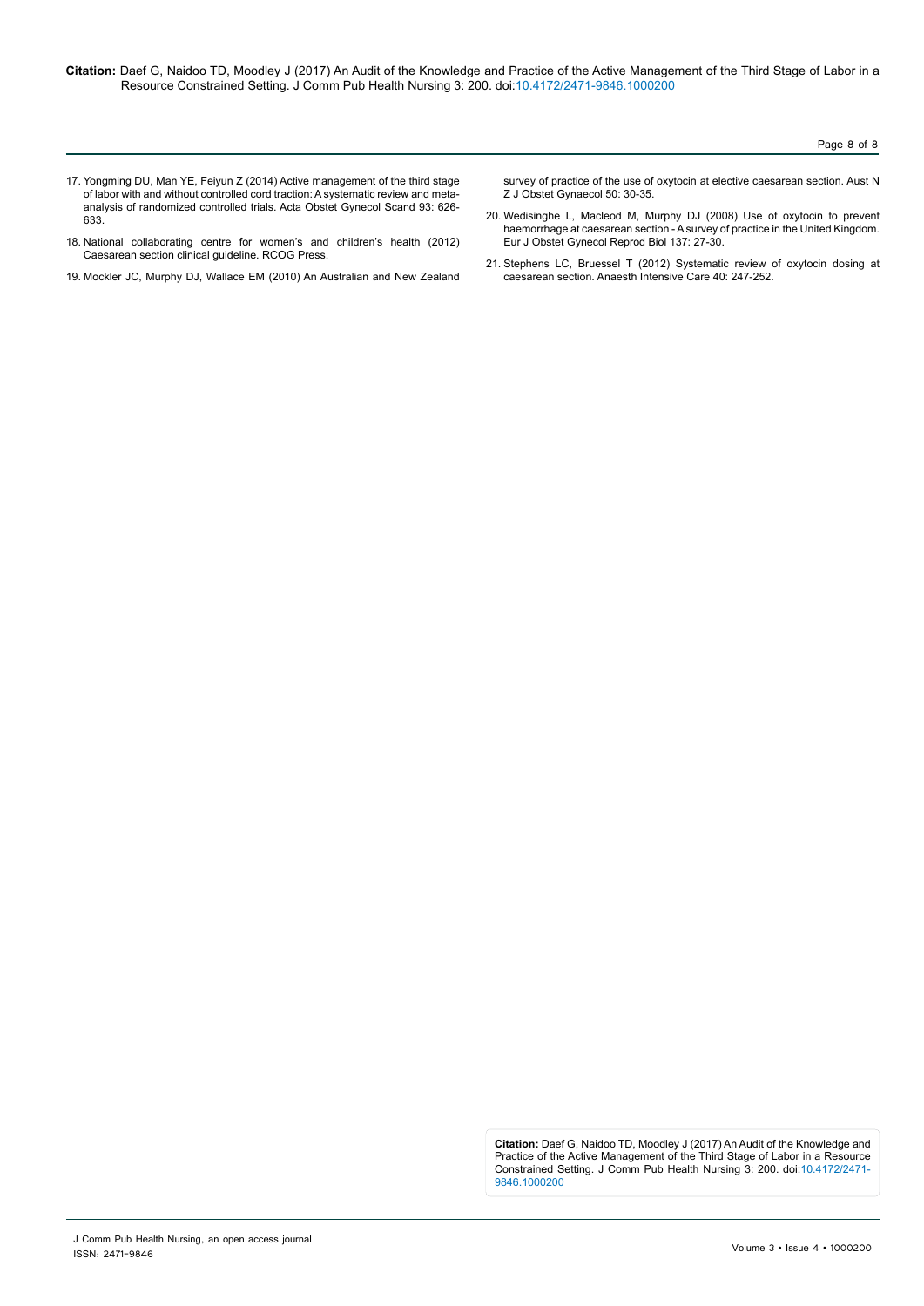17. Yongming DU, Man YE, Feiyun Z (2014) Active management of the third stage of labor with and without controlled cord traction: A systematic review and meta-analysis of randomized controlled trials. Acta Obstet Gynecol Scand 93: 626-633.
18. National collaborating centre for women's and children's health (2012) Caesarean section clinical guideline. RCOG Press.
19. Mockler JC, Murphy DJ, Wallace EM (2010) An Australian and New Zealand survey of practice of the use of oxytocin at elective caesarean section. Aust N Z J Obstet Gynaecol 50: 30-35.
20. Wedisinghe L, Macleod M, Murphy DJ (2008) Use of oxytocin to prevent haemorrhage at caesarean section - A survey of practice in the United Kingdom. Eur J Obstet Gynecol Reprod Biol 137: 27-30.
21. Stephens LC, Bruessel T (2012) Systematic review of oxytocin dosing at caesarean section. Anaesth Intensive Care 40: 247-252.

**Citation:** Daef G, Naidoo TD, Moodley J (2017) An Audit of the Knowledge and Practice of the Active Management of the Third Stage of Labor in a Resource Constrained Setting. J Comm Pub Health Nursing 3: 200. doi:10.4172/2471-9846.1000200